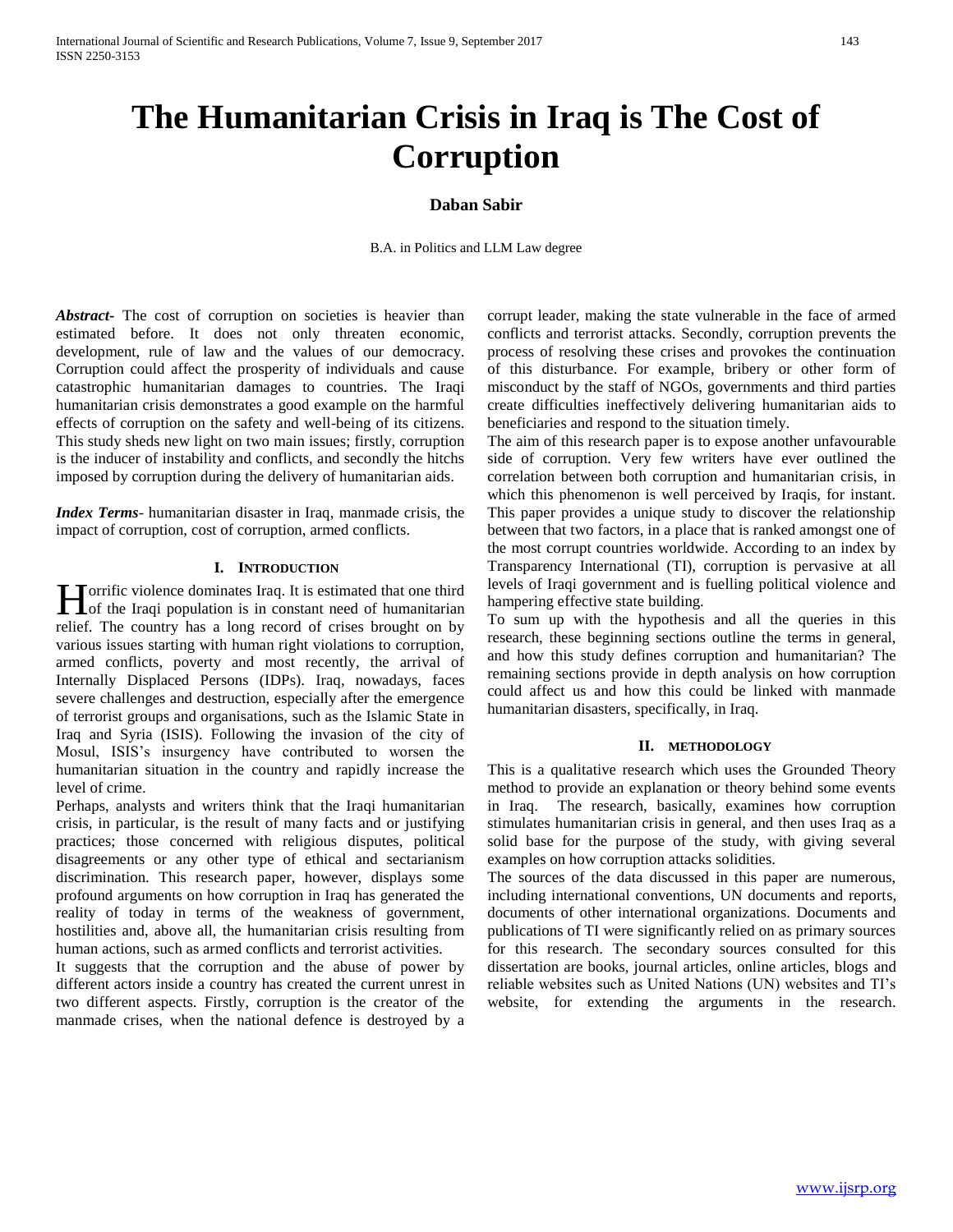# The Humanitarian Crisis in Iraq is The Cost of Corruption

**Daban Sabir**

B.A. in Politics and LLM Law degree

***Abstract***- The cost of corruption on societies is heavier than estimated before. It does not only threaten economic, development, rule of law and the values of our democracy. Corruption could affect the prosperity of individuals and cause catastrophic humanitarian damages to countries. The Iraqi humanitarian crisis demonstrates a good example on the harmful effects of corruption on the safety and well-being of its citizens. This study sheds new light on two main issues; firstly, corruption is the inducer of instability and conflicts, and secondly the hitchs imposed by corruption during the delivery of humanitarian aids.

***Index Terms***- humanitarian disaster in Iraq, manmade crisis, the impact of corruption, cost of corruption, armed conflicts.

## I. Introduction

Horrific violence dominates Iraq. It is estimated that one third of the Iraqi population is in constant need of humanitarian relief. The country has a long record of crises brought on by various issues starting with human right violations to corruption, armed conflicts, poverty and most recently, the arrival of Internally Displaced Persons (IDPs). Iraq, nowadays, faces severe challenges and destruction, especially after the emergence of terrorist groups and organisations, such as the Islamic State in Iraq and Syria (ISIS). Following the invasion of the city of Mosul, ISIS's insurgency have contributed to worsen the humanitarian situation in the country and rapidly increase the level of crime.

Perhaps, analysts and writers think that the Iraqi humanitarian crisis, in particular, is the result of many facts and or justifying practices; those concerned with religious disputes, political disagreements or any other type of ethical and sectarianism discrimination. This research paper, however, displays some profound arguments on how corruption in Iraq has generated the reality of today in terms of the weakness of government, hostilities and, above all, the humanitarian crisis resulting from human actions, such as armed conflicts and terrorist activities.

It suggests that the corruption and the abuse of power by different actors inside a country has created the current unrest in two different aspects. Firstly, corruption is the creator of the manmade crises, when the national defence is destroyed by a corrupt leader, making the state vulnerable in the face of armed conflicts and terrorist attacks. Secondly, corruption prevents the process of resolving these crises and provokes the continuation of this disturbance. For example, bribery or other form of misconduct by the staff of NGOs, governments and third parties create difficulties ineffectively delivering humanitarian aids to beneficiaries and respond to the situation timely.

The aim of this research paper is to expose another unfavourable side of corruption. Very few writers have ever outlined the correlation between both corruption and humanitarian crisis, in which this phenomenon is well perceived by Iraqis, for instant. This paper provides a unique study to discover the relationship between that two factors, in a place that is ranked amongst one of the most corrupt countries worldwide. According to an index by Transparency International (TI), corruption is pervasive at all levels of Iraqi government and is fuelling political violence and hampering effective state building.

To sum up with the hypothesis and all the queries in this research, these beginning sections outline the terms in general, and how this study defines corruption and humanitarian? The remaining sections provide in depth analysis on how corruption could affect us and how this could be linked with manmade humanitarian disasters, specifically, in Iraq.

## II. Methodology

This is a qualitative research which uses the Grounded Theory method to provide an explanation or theory behind some events in Iraq. The research, basically, examines how corruption stimulates humanitarian crisis in general, and then uses Iraq as a solid base for the purpose of the study, with giving several examples on how corruption attacks solidities.

The sources of the data discussed in this paper are numerous, including international conventions, UN documents and reports, documents of other international organizations. Documents and publications of TI were significantly relied on as primary sources for this research. The secondary sources consulted for this dissertation are books, journal articles, online articles, blogs and reliable websites such as United Nations (UN) websites and TI's website, for extending the arguments in the research.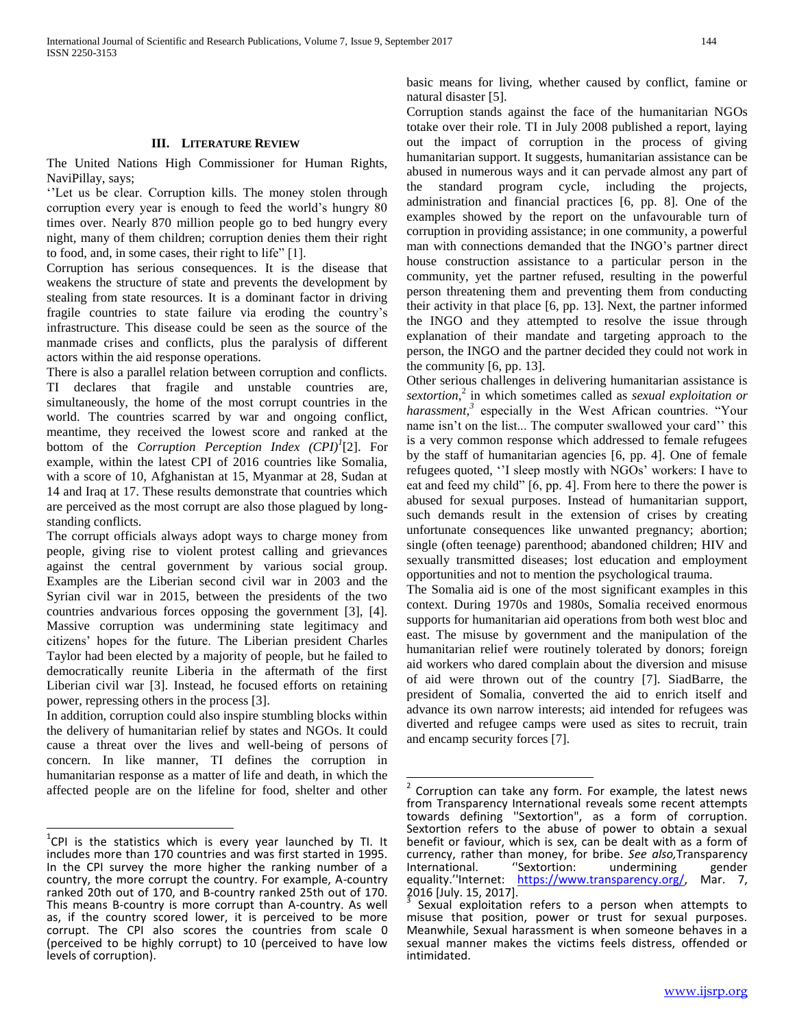## III. LITERATURE REVIEW

The United Nations High Commissioner for Human Rights, NaviPillay, says;

''Let us be clear. Corruption kills. The money stolen through corruption every year is enough to feed the world's hungry 80 times over. Nearly 870 million people go to bed hungry every night, many of them children; corruption denies them their right to food, and, in some cases, their right to life" [1].

Corruption has serious consequences. It is the disease that weakens the structure of state and prevents the development by stealing from state resources. It is a dominant factor in driving fragile countries to state failure via eroding the country's infrastructure. This disease could be seen as the source of the manmade crises and conflicts, plus the paralysis of different actors within the aid response operations.

There is also a parallel relation between corruption and conflicts. TI declares that fragile and unstable countries are, simultaneously, the home of the most corrupt countries in the world. The countries scarred by war and ongoing conflict, meantime, they received the lowest score and ranked at the bottom of the *Corruption Perception Index (CPI)*[1] [2]. For example, within the latest CPI of 2016 countries like Somalia, with a score of 10, Afghanistan at 15, Myanmar at 28, Sudan at 14 and Iraq at 17. These results demonstrate that countries which are perceived as the most corrupt are also those plagued by long-standing conflicts.

The corrupt officials always adopt ways to charge money from people, giving rise to violent protest calling and grievances against the central government by various social group. Examples are the Liberian second civil war in 2003 and the Syrian civil war in 2015, between the presidents of the two countries andvarious forces opposing the government [3], [4]. Massive corruption was undermining state legitimacy and citizens' hopes for the future. The Liberian president Charles Taylor had been elected by a majority of people, but he failed to democratically reunite Liberia in the aftermath of the first Liberian civil war [3]. Instead, he focused efforts on retaining power, repressing others in the process [3].

In addition, corruption could also inspire stumbling blocks within the delivery of humanitarian relief by states and NGOs. It could cause a threat over the lives and well-being of persons of concern. In like manner, TI defines the corruption in humanitarian response as a matter of life and death, in which the affected people are on the lifeline for food, shelter and other basic means for living, whether caused by conflict, famine or natural disaster [5].

Corruption stands against the face of the humanitarian NGOs totake over their role. TI in July 2008 published a report, laying out the impact of corruption in the process of giving humanitarian support. It suggests, humanitarian assistance can be abused in numerous ways and it can pervade almost any part of the standard program cycle, including the projects, administration and financial practices [6, pp. 8]. One of the examples showed by the report on the unfavourable turn of corruption in providing assistance; in one community, a powerful man with connections demanded that the INGO's partner direct house construction assistance to a particular person in the community, yet the partner refused, resulting in the powerful person threatening them and preventing them from conducting their activity in that place [6, pp. 13]. Next, the partner informed the INGO and they attempted to resolve the issue through explanation of their mandate and targeting approach to the person, the INGO and the partner decided they could not work in the community [6, pp. 13].

Other serious challenges in delivering humanitarian assistance is *sextortion*,[2] in which sometimes called as *sexual exploitation or harassment*,[3] especially in the West African countries. "Your name isn't on the list... The computer swallowed your card'' this is a very common response which addressed to female refugees by the staff of humanitarian agencies [6, pp. 4]. One of female refugees quoted, ''I sleep mostly with NGOs' workers: I have to eat and feed my child" [6, pp. 4]. From here to there the power is abused for sexual purposes. Instead of humanitarian support, such demands result in the extension of crises by creating unfortunate consequences like unwanted pregnancy; abortion; single (often teenage) parenthood; abandoned children; HIV and sexually transmitted diseases; lost education and employment opportunities and not to mention the psychological trauma.

The Somalia aid is one of the most significant examples in this context. During 1970s and 1980s, Somalia received enormous supports for humanitarian aid operations from both west bloc and east. The misuse by government and the manipulation of the humanitarian relief were routinely tolerated by donors; foreign aid workers who dared complain about the diversion and misuse of aid were thrown out of the country [7]. SiadBarre, the president of Somalia, converted the aid to enrich itself and advance its own narrow interests; aid intended for refugees was diverted and refugee camps were used as sites to recruit, train and encamp security forces [7].

---

[1] CPI is the statistics which is every year launched by TI. It includes more than 170 countries and was first started in 1995. In the CPI survey the more higher the ranking number of a country, the more corrupt the country. For example, A-country ranked 20th out of 170, and B-country ranked 25th out of 170. This means B-country is more corrupt than A-country. As well as, if the country scored lower, it is perceived to be more corrupt. The CPI also scores the countries from scale 0 (perceived to be highly corrupt) to 10 (perceived to have low levels of corruption).

[2] Corruption can take any form. For example, the latest news from Transparency International reveals some recent attempts towards defining ''Sextortion", as a form of corruption. Sextortion refers to the abuse of power to obtain a sexual benefit or faviour, which is sex, can be dealt with as a form of currency, rather than money, for bribe. *See also,*Transparency International. ''Sextortion: undermining gender equality.''Internet: https://www.transparency.org/, Mar. 7, 2016 [July. 15, 2017].

[3] Sexual exploitation refers to a person when attempts to misuse that position, power or trust for sexual purposes. Meanwhile, Sexual harassment is when someone behaves in a sexual manner makes the victims feels distress, offended or intimidated.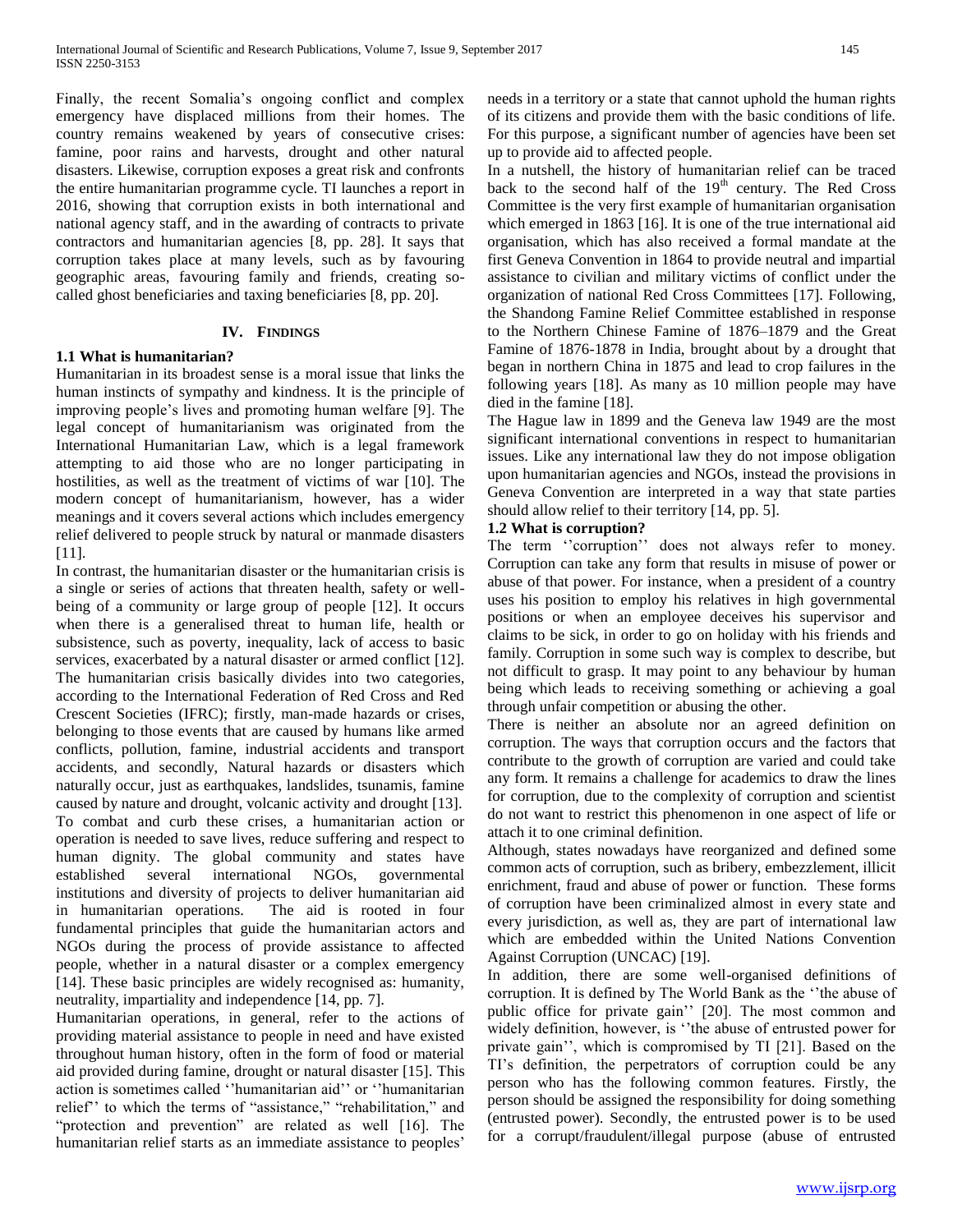Finally, the recent Somalia's ongoing conflict and complex emergency have displaced millions from their homes. The country remains weakened by years of consecutive crises: famine, poor rains and harvests, drought and other natural disasters. Likewise, corruption exposes a great risk and confronts the entire humanitarian programme cycle. TI launches a report in 2016, showing that corruption exists in both international and national agency staff, and in the awarding of contracts to private contractors and humanitarian agencies [8, pp. 28]. It says that corruption takes place at many levels, such as by favouring geographic areas, favouring family and friends, creating so-called ghost beneficiaries and taxing beneficiaries [8, pp. 20].

## IV. Findings

### 1.1 What is humanitarian?

Humanitarian in its broadest sense is a moral issue that links the human instincts of sympathy and kindness. It is the principle of improving people's lives and promoting human welfare [9]. The legal concept of humanitarianism was originated from the International Humanitarian Law, which is a legal framework attempting to aid those who are no longer participating in hostilities, as well as the treatment of victims of war [10]. The modern concept of humanitarianism, however, has a wider meanings and it covers several actions which includes emergency relief delivered to people struck by natural or manmade disasters [11].

In contrast, the humanitarian disaster or the humanitarian crisis is a single or series of actions that threaten health, safety or well-being of a community or large group of people [12]. It occurs when there is a generalised threat to human life, health or subsistence, such as poverty, inequality, lack of access to basic services, exacerbated by a natural disaster or armed conflict [12]. The humanitarian crisis basically divides into two categories, according to the International Federation of Red Cross and Red Crescent Societies (IFRC); firstly, man-made hazards or crises, belonging to those events that are caused by humans like armed conflicts, pollution, famine, industrial accidents and transport accidents, and secondly, Natural hazards or disasters which naturally occur, just as earthquakes, landslides, tsunamis, famine caused by nature and drought, volcanic activity and drought [13].

To combat and curb these crises, a humanitarian action or operation is needed to save lives, reduce suffering and respect to human dignity. The global community and states have established several international NGOs, governmental institutions and diversity of projects to deliver humanitarian aid in humanitarian operations. The aid is rooted in four fundamental principles that guide the humanitarian actors and NGOs during the process of provide assistance to affected people, whether in a natural disaster or a complex emergency [14]. These basic principles are widely recognised as: humanity, neutrality, impartiality and independence [14, pp. 7].

Humanitarian operations, in general, refer to the actions of providing material assistance to people in need and have existed throughout human history, often in the form of food or material aid provided during famine, drought or natural disaster [15]. This action is sometimes called ''humanitarian aid'' or ''humanitarian relief'' to which the terms of "assistance," "rehabilitation," and "protection and prevention" are related as well [16]. The humanitarian relief starts as an immediate assistance to peoples' needs in a territory or a state that cannot uphold the human rights of its citizens and provide them with the basic conditions of life. For this purpose, a significant number of agencies have been set up to provide aid to affected people.

In a nutshell, the history of humanitarian relief can be traced back to the second half of the 19th century. The Red Cross Committee is the very first example of humanitarian organisation which emerged in 1863 [16]. It is one of the true international aid organisation, which has also received a formal mandate at the first Geneva Convention in 1864 to provide neutral and impartial assistance to civilian and military victims of conflict under the organization of national Red Cross Committees [17]. Following, the Shandong Famine Relief Committee established in response to the Northern Chinese Famine of 1876–1879 and the Great Famine of 1876-1878 in India, brought about by a drought that began in northern China in 1875 and lead to crop failures in the following years [18]. As many as 10 million people may have died in the famine [18].

The Hague law in 1899 and the Geneva law 1949 are the most significant international conventions in respect to humanitarian issues. Like any international law they do not impose obligation upon humanitarian agencies and NGOs, instead the provisions in Geneva Convention are interpreted in a way that state parties should allow relief to their territory [14, pp. 5].

### 1.2 What is corruption?

The term ''corruption'' does not always refer to money. Corruption can take any form that results in misuse of power or abuse of that power. For instance, when a president of a country uses his position to employ his relatives in high governmental positions or when an employee deceives his supervisor and claims to be sick, in order to go on holiday with his friends and family. Corruption in some such way is complex to describe, but not difficult to grasp. It may point to any behaviour by human being which leads to receiving something or achieving a goal through unfair competition or abusing the other.

There is neither an absolute nor an agreed definition on corruption. The ways that corruption occurs and the factors that contribute to the growth of corruption are varied and could take any form. It remains a challenge for academics to draw the lines for corruption, due to the complexity of corruption and scientist do not want to restrict this phenomenon in one aspect of life or attach it to one criminal definition.

Although, states nowadays have reorganized and defined some common acts of corruption, such as bribery, embezzlement, illicit enrichment, fraud and abuse of power or function. These forms of corruption have been criminalized almost in every state and every jurisdiction, as well as, they are part of international law which are embedded within the United Nations Convention Against Corruption (UNCAC) [19].

In addition, there are some well-organised definitions of corruption. It is defined by The World Bank as the ''the abuse of public office for private gain'' [20]. The most common and widely definition, however, is ''the abuse of entrusted power for private gain'', which is compromised by TI [21]. Based on the TI's definition, the perpetrators of corruption could be any person who has the following common features. Firstly, the person should be assigned the responsibility for doing something (entrusted power). Secondly, the entrusted power is to be used for a corrupt/fraudulent/illegal purpose (abuse of entrusted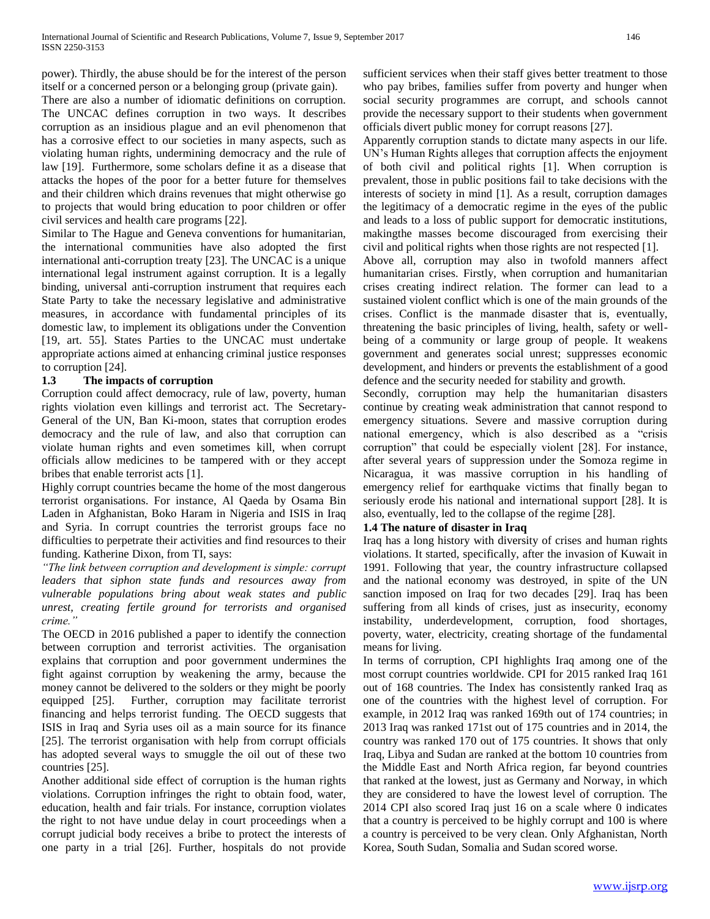power). Thirdly, the abuse should be for the interest of the person itself or a concerned person or a belonging group (private gain).

There are also a number of idiomatic definitions on corruption. The UNCAC defines corruption in two ways. It describes corruption as an insidious plague and an evil phenomenon that has a corrosive effect to our societies in many aspects, such as violating human rights, undermining democracy and the rule of law [19]. Furthermore, some scholars define it as a disease that attacks the hopes of the poor for a better future for themselves and their children which drains revenues that might otherwise go to projects that would bring education to poor children or offer civil services and health care programs [22].

Similar to The Hague and Geneva conventions for humanitarian, the international communities have also adopted the first international anti-corruption treaty [23]. The UNCAC is a unique international legal instrument against corruption. It is a legally binding, universal anti-corruption instrument that requires each State Party to take the necessary legislative and administrative measures, in accordance with fundamental principles of its domestic law, to implement its obligations under the Convention [19, art. 55]. States Parties to the UNCAC must undertake appropriate actions aimed at enhancing criminal justice responses to corruption [24].

### 1.3 The impacts of corruption

Corruption could affect democracy, rule of law, poverty, human rights violation even killings and terrorist act. The Secretary-General of the UN, Ban Ki-moon, states that corruption erodes democracy and the rule of law, and also that corruption can violate human rights and even sometimes kill, when corrupt officials allow medicines to be tampered with or they accept bribes that enable terrorist acts [1].

Highly corrupt countries became the home of the most dangerous terrorist organisations. For instance, Al Qaeda by Osama Bin Laden in Afghanistan, Boko Haram in Nigeria and ISIS in Iraq and Syria. In corrupt countries the terrorist groups face no difficulties to perpetrate their activities and find resources to their funding. Katherine Dixon, from TI, says:

*"The link between corruption and development is simple: corrupt leaders that siphon state funds and resources away from vulnerable populations bring about weak states and public unrest, creating fertile ground for terrorists and organised crime."*

The OECD in 2016 published a paper to identify the connection between corruption and terrorist activities. The organisation explains that corruption and poor government undermines the fight against corruption by weakening the army, because the money cannot be delivered to the solders or they might be poorly equipped [25]. Further, corruption may facilitate terrorist financing and helps terrorist funding. The OECD suggests that ISIS in Iraq and Syria uses oil as a main source for its finance [25]. The terrorist organisation with help from corrupt officials has adopted several ways to smuggle the oil out of these two countries [25].

Another additional side effect of corruption is the human rights violations. Corruption infringes the right to obtain food, water, education, health and fair trials. For instance, corruption violates the right to not have undue delay in court proceedings when a corrupt judicial body receives a bribe to protect the interests of one party in a trial [26]. Further, hospitals do not provide sufficient services when their staff gives better treatment to those who pay bribes, families suffer from poverty and hunger when social security programmes are corrupt, and schools cannot provide the necessary support to their students when government officials divert public money for corrupt reasons [27].

Apparently corruption stands to dictate many aspects in our life. UN's Human Rights alleges that corruption affects the enjoyment of both civil and political rights [1]. When corruption is prevalent, those in public positions fail to take decisions with the interests of society in mind [1]. As a result, corruption damages the legitimacy of a democratic regime in the eyes of the public and leads to a loss of public support for democratic institutions, makingthe masses become discouraged from exercising their civil and political rights when those rights are not respected [1].

Above all, corruption may also in twofold manners affect humanitarian crises. Firstly, when corruption and humanitarian crises creating indirect relation. The former can lead to a sustained violent conflict which is one of the main grounds of the crises. Conflict is the manmade disaster that is, eventually, threatening the basic principles of living, health, safety or well-being of a community or large group of people. It weakens government and generates social unrest; suppresses economic development, and hinders or prevents the establishment of a good defence and the security needed for stability and growth.

Secondly, corruption may help the humanitarian disasters continue by creating weak administration that cannot respond to emergency situations. Severe and massive corruption during national emergency, which is also described as a "crisis corruption" that could be especially violent [28]. For instance, after several years of suppression under the Somoza regime in Nicaragua, it was massive corruption in his handling of emergency relief for earthquake victims that finally began to seriously erode his national and international support [28]. It is also, eventually, led to the collapse of the regime [28].

### 1.4 The nature of disaster in Iraq

Iraq has a long history with diversity of crises and human rights violations. It started, specifically, after the invasion of Kuwait in 1991. Following that year, the country infrastructure collapsed and the national economy was destroyed, in spite of the UN sanction imposed on Iraq for two decades [29]. Iraq has been suffering from all kinds of crises, just as insecurity, economy instability, underdevelopment, corruption, food shortages, poverty, water, electricity, creating shortage of the fundamental means for living.

In terms of corruption, CPI highlights Iraq among one of the most corrupt countries worldwide. CPI for 2015 ranked Iraq 161 out of 168 countries. The Index has consistently ranked Iraq as one of the countries with the highest level of corruption. For example, in 2012 Iraq was ranked 169th out of 174 countries; in 2013 Iraq was ranked 171st out of 175 countries and in 2014, the country was ranked 170 out of 175 countries. It shows that only Iraq, Libya and Sudan are ranked at the bottom 10 countries from the Middle East and North Africa region, far beyond countries that ranked at the lowest, just as Germany and Norway, in which they are considered to have the lowest level of corruption. The 2014 CPI also scored Iraq just 16 on a scale where 0 indicates that a country is perceived to be highly corrupt and 100 is where a country is perceived to be very clean. Only Afghanistan, North Korea, South Sudan, Somalia and Sudan scored worse.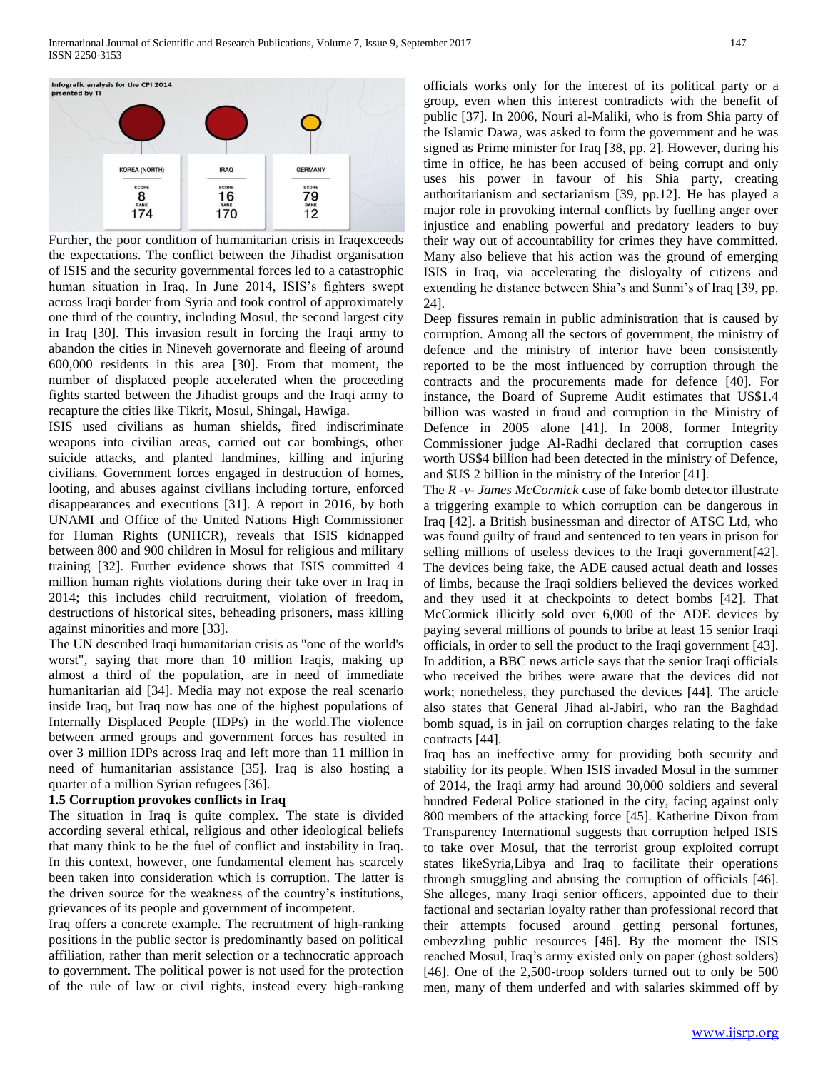Infografic analysis for the CPI 2014 prsented by TI

| | KOREA (NORTH) | IRAQ | GERMANY |
|---|---|---|---|
| SCORE | 8 | 16 | 79 |
| RANK | 174 | 170 | 12 |

Further, the poor condition of humanitarian crisis in Iraqexceeds the expectations. The conflict between the Jihadist organisation of ISIS and the security governmental forces led to a catastrophic human situation in Iraq. In June 2014, ISIS's fighters swept across Iraqi border from Syria and took control of approximately one third of the country, including Mosul, the second largest city in Iraq [30]. This invasion result in forcing the Iraqi army to abandon the cities in Nineveh governorate and fleeing of around 600,000 residents in this area [30]. From that moment, the number of displaced people accelerated when the proceeding fights started between the Jihadist groups and the Iraqi army to recapture the cities like Tikrit, Mosul, Shingal, Hawiga.

ISIS used civilians as human shields, fired indiscriminate weapons into civilian areas, carried out car bombings, other suicide attacks, and planted landmines, killing and injuring civilians. Government forces engaged in destruction of homes, looting, and abuses against civilians including torture, enforced disappearances and executions [31]. A report in 2016, by both UNAMI and Office of the United Nations High Commissioner for Human Rights (UNHCR), reveals that ISIS kidnapped between 800 and 900 children in Mosul for religious and military training [32]. Further evidence shows that ISIS committed 4 million human rights violations during their take over in Iraq in 2014; this includes child recruitment, violation of freedom, destructions of historical sites, beheading prisoners, mass killing against minorities and more [33].

The UN described Iraqi humanitarian crisis as "one of the world's worst", saying that more than 10 million Iraqis, making up almost a third of the population, are in need of immediate humanitarian aid [34]. Media may not expose the real scenario inside Iraq, but Iraq now has one of the highest populations of Internally Displaced People (IDPs) in the world.The violence between armed groups and government forces has resulted in over 3 million IDPs across Iraq and left more than 11 million in need of humanitarian assistance [35]. Iraq is also hosting a quarter of a million Syrian refugees [36].

### 1.5 Corruption provokes conflicts in Iraq

The situation in Iraq is quite complex. The state is divided according several ethical, religious and other ideological beliefs that many think to be the fuel of conflict and instability in Iraq. In this context, however, one fundamental element has scarcely been taken into consideration which is corruption. The latter is the driven source for the weakness of the country's institutions, grievances of its people and government of incompetent.

Iraq offers a concrete example. The recruitment of high-ranking positions in the public sector is predominantly based on political affiliation, rather than merit selection or a technocratic approach to government. The political power is not used for the protection of the rule of law or civil rights, instead every high-ranking officials works only for the interest of its political party or a group, even when this interest contradicts with the benefit of public [37]. In 2006, Nouri al-Maliki, who is from Shia party of the Islamic Dawa, was asked to form the government and he was signed as Prime minister for Iraq [38, pp. 2]. However, during his time in office, he has been accused of being corrupt and only uses his power in favour of his Shia party, creating authoritarianism and sectarianism [39, pp.12]. He has played a major role in provoking internal conflicts by fuelling anger over injustice and enabling powerful and predatory leaders to buy their way out of accountability for crimes they have committed. Many also believe that his action was the ground of emerging ISIS in Iraq, via accelerating the disloyalty of citizens and extending he distance between Shia's and Sunni's of Iraq [39, pp. 24].

Deep fissures remain in public administration that is caused by corruption. Among all the sectors of government, the ministry of defence and the ministry of interior have been consistently reported to be the most influenced by corruption through the contracts and the procurements made for defence [40]. For instance, the Board of Supreme Audit estimates that US$1.4 billion was wasted in fraud and corruption in the Ministry of Defence in 2005 alone [41]. In 2008, former Integrity Commissioner judge Al-Radhi declared that corruption cases worth US$4 billion had been detected in the ministry of Defence, and $US 2 billion in the ministry of the Interior [41].

The *R -v- James McCormick* case of fake bomb detector illustrate a triggering example to which corruption can be dangerous in Iraq [42]. a British businessman and director of ATSC Ltd, who was found guilty of fraud and sentenced to ten years in prison for selling millions of useless devices to the Iraqi government[42]. The devices being fake, the ADE caused actual death and losses of limbs, because the Iraqi soldiers believed the devices worked and they used it at checkpoints to detect bombs [42]. That McCormick illicitly sold over 6,000 of the ADE devices by paying several millions of pounds to bribe at least 15 senior Iraqi officials, in order to sell the product to the Iraqi government [43]. In addition, a BBC news article says that the senior Iraqi officials who received the bribes were aware that the devices did not work; nonetheless, they purchased the devices [44]. The article also states that General Jihad al-Jabiri, who ran the Baghdad bomb squad, is in jail on corruption charges relating to the fake contracts [44].

Iraq has an ineffective army for providing both security and stability for its people. When ISIS invaded Mosul in the summer of 2014, the Iraqi army had around 30,000 soldiers and several hundred Federal Police stationed in the city, facing against only 800 members of the attacking force [45]. Katherine Dixon from Transparency International suggests that corruption helped ISIS to take over Mosul, that the terrorist group exploited corrupt states likeSyria,Libya and Iraq to facilitate their operations through smuggling and abusing the corruption of officials [46]. She alleges, many Iraqi senior officers, appointed due to their factional and sectarian loyalty rather than professional record that their attempts focused around getting personal fortunes, embezzling public resources [46]. By the moment the ISIS reached Mosul, Iraq's army existed only on paper (ghost solders) [46]. One of the 2,500-troop solders turned out to only be 500 men, many of them underfed and with salaries skimmed off by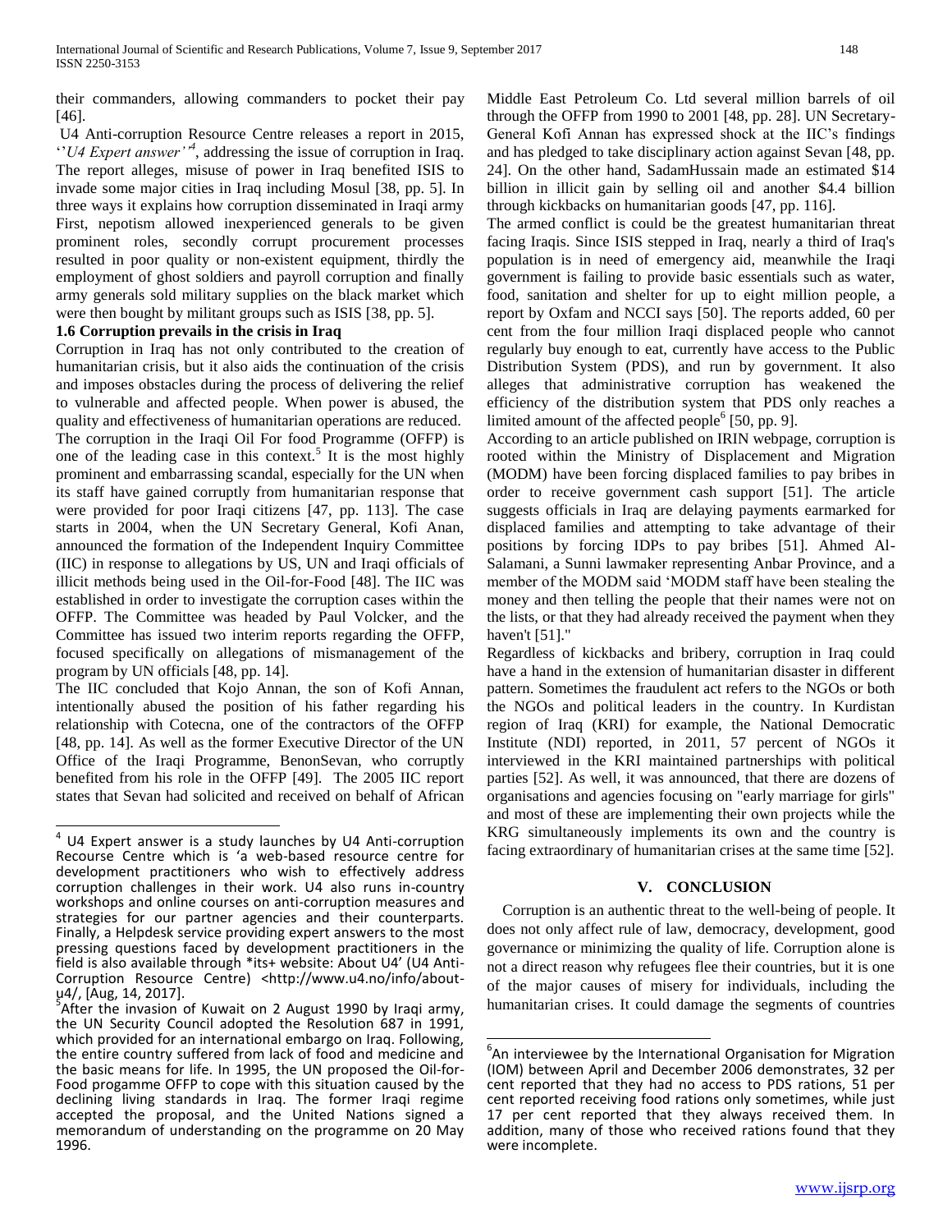their commanders, allowing commanders to pocket their pay [46].

U4 Anti-corruption Resource Centre releases a report in 2015, ''*U4 Expert answer'*[4], addressing the issue of corruption in Iraq. The report alleges, misuse of power in Iraq benefited ISIS to invade some major cities in Iraq including Mosul [38, pp. 5]. In three ways it explains how corruption disseminated in Iraqi army First, nepotism allowed inexperienced generals to be given prominent roles, secondly corrupt procurement processes resulted in poor quality or non-existent equipment, thirdly the employment of ghost soldiers and payroll corruption and finally army generals sold military supplies on the black market which were then bought by militant groups such as ISIS [38, pp. 5].

### 1.6 Corruption prevails in the crisis in Iraq

Corruption in Iraq has not only contributed to the creation of humanitarian crisis, but it also aids the continuation of the crisis and imposes obstacles during the process of delivering the relief to vulnerable and affected people. When power is abused, the quality and effectiveness of humanitarian operations are reduced. The corruption in the Iraqi Oil For food Programme (OFFP) is one of the leading case in this context.[5] It is the most highly prominent and embarrassing scandal, especially for the UN when its staff have gained corruptly from humanitarian response that were provided for poor Iraqi citizens [47, pp. 113]. The case starts in 2004, when the UN Secretary General, Kofi Anan, announced the formation of the Independent Inquiry Committee (IIC) in response to allegations by US, UN and Iraqi officials of illicit methods being used in the Oil-for-Food [48]. The IIC was established in order to investigate the corruption cases within the OFFP. The Committee was headed by Paul Volcker, and the Committee has issued two interim reports regarding the OFFP, focused specifically on allegations of mismanagement of the program by UN officials [48, pp. 14].

The IIC concluded that Kojo Annan, the son of Kofi Annan, intentionally abused the position of his father regarding his relationship with Cotecna, one of the contractors of the OFFP [48, pp. 14]. As well as the former Executive Director of the UN Office of the Iraqi Programme, BenonSevan, who corruptly benefited from his role in the OFFP [49]. The 2005 IIC report states that Sevan had solicited and received on behalf of African Middle East Petroleum Co. Ltd several million barrels of oil through the OFFP from 1990 to 2001 [48, pp. 28]. UN Secretary-General Kofi Annan has expressed shock at the IIC's findings and has pledged to take disciplinary action against Sevan [48, pp. 24]. On the other hand, SadamHussain made an estimated $14 billion in illicit gain by selling oil and another $4.4 billion through kickbacks on humanitarian goods [47, pp. 116].

The armed conflict is could be the greatest humanitarian threat facing Iraqis. Since ISIS stepped in Iraq, nearly a third of Iraq's population is in need of emergency aid, meanwhile the Iraqi government is failing to provide basic essentials such as water, food, sanitation and shelter for up to eight million people, a report by Oxfam and NCCI says [50]. The reports added, 60 per cent from the four million Iraqi displaced people who cannot regularly buy enough to eat, currently have access to the Public Distribution System (PDS), and run by government. It also alleges that administrative corruption has weakened the efficiency of the distribution system that PDS only reaches a limited amount of the affected people[6] [50, pp. 9].

According to an article published on IRIN webpage, corruption is rooted within the Ministry of Displacement and Migration (MODM) have been forcing displaced families to pay bribes in order to receive government cash support [51]. The article suggests officials in Iraq are delaying payments earmarked for displaced families and attempting to take advantage of their positions by forcing IDPs to pay bribes [51]. Ahmed Al-Salamani, a Sunni lawmaker representing Anbar Province, and a member of the MODM said 'MODM staff have been stealing the money and then telling the people that their names were not on the lists, or that they had already received the payment when they haven't [51]."

Regardless of kickbacks and bribery, corruption in Iraq could have a hand in the extension of humanitarian disaster in different pattern. Sometimes the fraudulent act refers to the NGOs or both the NGOs and political leaders in the country. In Kurdistan region of Iraq (KRI) for example, the National Democratic Institute (NDI) reported, in 2011, 57 percent of NGOs it interviewed in the KRI maintained partnerships with political parties [52]. As well, it was announced, that there are dozens of organisations and agencies focusing on "early marriage for girls" and most of these are implementing their own projects while the KRG simultaneously implements its own and the country is facing extraordinary of humanitarian crises at the same time [52].

## V. CONCLUSION

Corruption is an authentic threat to the well-being of people. It does not only affect rule of law, democracy, development, good governance or minimizing the quality of life. Corruption alone is not a direct reason why refugees flee their countries, but it is one of the major causes of misery for individuals, including the humanitarian crises. It could damage the segments of countries

---

[4] U4 Expert answer is a study launches by U4 Anti-corruption Recourse Centre which is 'a web-based resource centre for development practitioners who wish to effectively address corruption challenges in their work. U4 also runs in-country workshops and online courses on anti-corruption measures and strategies for our partner agencies and their counterparts. Finally, a Helpdesk service providing expert answers to the most pressing questions faced by development practitioners in the field is also available through *its+ website: About U4' (U4 Anti-Corruption Resource Centre) <http://www.u4.no/info/about-u4/, [Aug, 14, 2017].

[5] After the invasion of Kuwait on 2 August 1990 by Iraqi army, the UN Security Council adopted the Resolution 687 in 1991, which provided for an international embargo on Iraq. Following, the entire country suffered from lack of food and medicine and the basic means for life. In 1995, the UN proposed the Oil-for-Food progamme OFFP to cope with this situation caused by the declining living standards in Iraq. The former Iraqi regime accepted the proposal, and the United Nations signed a memorandum of understanding on the programme on 20 May 1996.

[6] An interviewee by the International Organisation for Migration (IOM) between April and December 2006 demonstrates, 32 per cent reported that they had no access to PDS rations, 51 per cent reported receiving food rations only sometimes, while just 17 per cent reported that they always received them. In addition, many of those who received rations found that they were incomplete.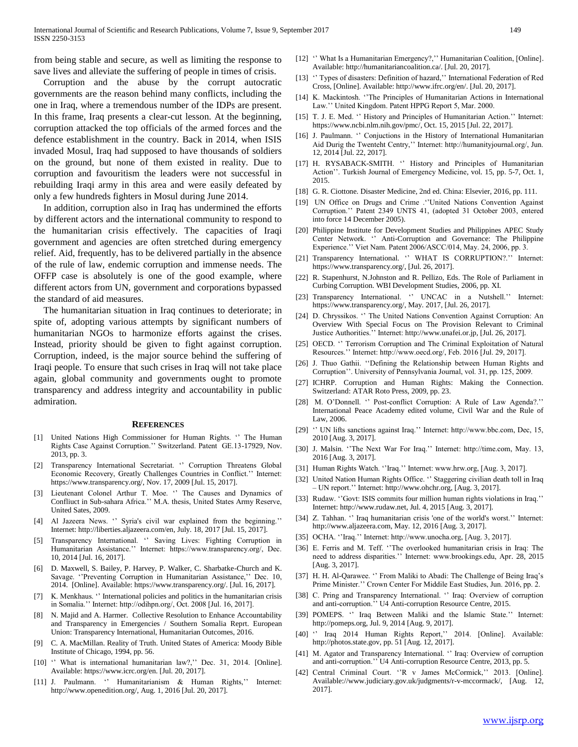from being stable and secure, as well as limiting the response to save lives and alleviate the suffering of people in times of crisis.

Corruption and the abuse by the corrupt autocratic governments are the reason behind many conflicts, including the one in Iraq, where a tremendous number of the IDPs are present. In this frame, Iraq presents a clear-cut lesson. At the beginning, corruption attacked the top officials of the armed forces and the defence establishment in the country. Back in 2014, when ISIS invaded Mosul, Iraq had supposed to have thousands of soldiers on the ground, but none of them existed in reality. Due to corruption and favouritism the leaders were not successful in rebuilding Iraqi army in this area and were easily defeated by only a few hundreds fighters in Mosul during June 2014.

In addition, corruption also in Iraq has undermined the efforts by different actors and the international community to respond to the humanitarian crisis effectively. The capacities of Iraqi government and agencies are often stretched during emergency relief. Aid, frequently, has to be delivered partially in the absence of the rule of law, endemic corruption and immense needs. The OFFP case is absolutely is one of the good example, where different actors from UN, government and corporations bypassed the standard of aid measures.

The humanitarian situation in Iraq continues to deteriorate; in spite of, adopting various attempts by significant numbers of humanitarian NGOs to harmonize efforts against the crises. Instead, priority should be given to fight against corruption. Corruption, indeed, is the major source behind the suffering of Iraqi people. To ensure that such crises in Iraq will not take place again, global community and governments ought to promote transparency and address integrity and accountability in public admiration.

## References

[1] United Nations High Commissioner for Human Rights. '' The Human Rights Case Against Corruption.'' Switzerland. Patent GE.13-17929, Nov. 2013, pp. 3.

[2] Transparency International Secretariat. '' Corruption Threatens Global Economic Recovery, Greatly Challenges Countries in Conflict.'' Internet: https://www.transparency.org/, Nov. 17, 2009 [Jul. 15, 2017].

[3] Lieutenant Colonel Arthur T. Moe. '' The Causes and Dynamics of Confliuct in Sub-sahara Africa.'' M.A. thesis, United States Army Reserve, United Sates, 2009.

[4] Al Jazeera News. '' Syria's civil war explained from the beginning.'' Internet: http://liberties.aljazeera.com/en, July. 18, 2017 [Jul. 15, 2017].

[5] Transparency International. '' Saving Lives: Fighting Corruption in Humanitarian Assistance.'' Internet: https://www.transparency.org/, Dec. 10, 2014 [Jul. 16, 2017].

[6] D. Maxwell, S. Bailey, P. Harvey, P. Walker, C. Sharbatke-Church and K. Savage. ''Preventing Corruption in Humanitarian Assistance,'' Dec. 10, 2014. [Online]. Available: https://www.transparency.org/. [Jul. 16, 2017].

[7] K. Menkhaus. '' International policies and politics in the humanitarian crisis in Somalia.'' Internet: http://odihpn.org/, Oct. 2008 [Jul. 16, 2017].

[8] N. Majid and A. Harmer. Collective Resolution to Enhance Accountability and Transparency in Emergencies / Southern Somalia Reprt. European Union: Transparency International, Humanitarian Outcomes, 2016.

[9] C. A. MacMillan. Reality of Truth. United States of America: Moody Bible Institute of Chicago, 1994, pp. 56.

[10] '' What is international humanitarian law?,'' Dec. 31, 2014. [Online]. Available: https://www.icrc.org/en. [Jul. 20, 2017].

[11] J. Paulmann. '' Humanitarianism & Human Rights,'' Internet: http://www.openedition.org/, Aug. 1, 2016 [Jul. 20, 2017].

[12] '' What Is a Humanitarian Emergency?,'' Humanitarian Coalition, [Online]. Available: http://humanitariancoalition.ca/. [Jul. 20, 2017].

[13] '' Types of disasters: Definition of hazard,'' International Federation of Red Cross, [Online]. Available: http://www.ifrc.org/en/. [Jul. 20, 2017].

[14] K. Mackintosh. ''The Principles of Humanitarian Actions in International Law.'' United Kingdom. Patent HPPG Report 5, Mar. 2000.

[15] T. J. E. Med. '' History and Principles of Humanitarian Action.'' Internet: https://www.ncbi.nlm.nih.gov/pmc/, Oct. 15, 2015 [Jul. 22, 2017].

[16] J. Paulmann. '' Conjuctions in the History of International Humanitarian Aid Durig the Twenteht Centry,'' Internet: http://humanityjournal.org/, Jun. 12, 2014 [Jul. 22, 2017].

[17] H. RYSABACK-SMITH. '' History and Principles of Humanitarian Action''. Turkish Journal of Emergency Medicine, vol. 15, pp. 5-7, Oct. 1, 2015.

[18] G. R. Ciottone. Disaster Medicine, 2nd ed. China: Elsevier, 2016, pp. 111.

[19] UN Office on Drugs and Crime .''United Nations Convention Against Corruption.'' Patent 2349 UNTS 41, (adopted 31 October 2003, entered into force 14 December 2005).

[20] Philippine Institute for Development Studies and Philippines APEC Study Center Network. '' Anti-Corruption and Governance: The Philippine Experience.'' Viet Nam. Patent 2006/ASCC/014, May. 24, 2006, pp. 3.

[21] Transparency International. '' WHAT IS CORRUPTION?.'' Internet: https://www.transparency.org/, [Jul. 26, 2017].

[22] R. Stapenhurst, N.Johnston and R. Pellizo, Eds. The Role of Parliament in Curbing Corruption. WBI Development Studies, 2006, pp. XI.

[23] Transparency International. '' UNCAC in a Nutshell.'' Internet: https://www.transparency.org/, May. 2017, [Jul. 26, 2017].

[24] D. Chryssikos. '' The United Nations Convention Against Corruption: An Overview With Special Focus on The Provision Relevant to Criminal Justice Authorities.'' Internet: http://www.unafei.or.jp, [Jul. 26, 2017].

[25] OECD. '' Terrorism Corruption and The Criminal Exploitation of Natural Resources.'' Internet: http://www.oecd.org/, Feb. 2016 [Jul. 29, 2017].

[26] J. Thuo Gathii. ''Defining the Relationship between Human Rights and Corruption''. University of Pennsylvania Journal, vol. 31, pp. 125, 2009.

[27] ICHRP. Corruption and Human Rights: Making the Connection. Switzerland: ATAR Roto Press, 2009, pp. 23.

[28] M. O'Donnell. '' Post-conflict Corruption: A Rule of Law Agenda?.'' International Peace Academy edited volume, Civil War and the Rule of Law, 2006.

[29] '' UN lifts sanctions against Iraq.'' Internet: http://www.bbc.com, Dec, 15, 2010 [Aug. 3, 2017].

[30] J. Malsin. ''The Next War For Iraq.'' Internet: http://time.com, May. 13, 2016 [Aug. 3, 2017].

[31] Human Rights Watch. ''Iraq.'' Internet: www.hrw.org, [Aug. 3, 2017].

[32] United Nation Human Rights Office. '' Staggering civilian death toll in Iraq – UN report.'' Internet: http://www.ohchr.org, [Aug. 3, 2017].

[33] Rudaw. ''Govt: ISIS commits four million human rights violations in Iraq.'' Internet: http://www.rudaw.net, Jul. 4, 2015 [Aug. 3, 2017].

[34] Z. Tahhan. '' Iraq humanitarian crisis 'one of the world's worst.'' Internet: http://www.aljazeera.com, May. 12, 2016 [Aug. 3, 2017].

[35] OCHA. ''Iraq.'' Internet: http://www.unocha.org, [Aug. 3, 2017].

[36] E. Ferris and M. Teff. ''The overlooked humanitarian crisis in Iraq: The need to address disparities.'' Internet: www.brookings.edu, Apr. 28, 2015 [Aug. 3, 2017].

[37] H. H. Al-Qarawee. '' From Maliki to Abadi: The Challenge of Being Iraq's Prime Minister.'' Crown Center For Middile East Studies, Jun. 2016, pp. 2.

[38] C. Pring and Transparency International. '' Iraq: Overview of corruption and anti-corruption.'' U4 Anti-corruption Resource Centre, 2015.

[39] POMEPS. '' Iraq Between Maliki and the Islamic State.'' Internet: http://pomeps.org, Jul. 9, 2014 [Aug. 9, 2017].

[40] '' Iraq 2014 Human Rights Report,'' 2014. [Online]. Available: http://photos.state.gov, pp. 51 [Aug. 12, 2017].

[41] M. Agator and Transparency International. '' Iraq: Overview of corruption and anti-corruption.'' U4 Anti-corruption Resource Centre, 2013, pp. 5.

[42] Central Criminal Court. ''R v James McCormick,'' 2013. [Online]. Available://www.judiciary.gov.uk/judgments/r-v-mccormack/, [Aug. 12, 2017].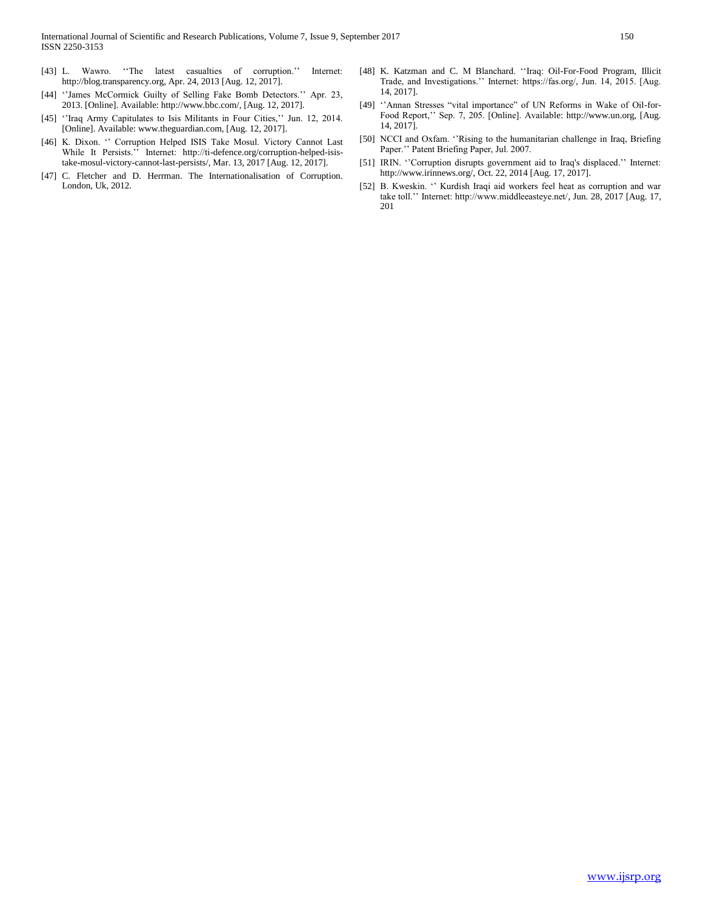[43] L. Wawro. ''The latest casualties of corruption.'' Internet: http://blog.transparency.org, Apr. 24, 2013 [Aug. 12, 2017].

[44] ''James McCormick Guilty of Selling Fake Bomb Detectors.'' Apr. 23, 2013. [Online]. Available: http://www.bbc.com/, [Aug. 12, 2017].

[45] ''Iraq Army Capitulates to Isis Militants in Four Cities,'' Jun. 12, 2014. [Online]. Available: www.theguardian.com, [Aug. 12, 2017].

[46] K. Dixon. '' Corruption Helped ISIS Take Mosul. Victory Cannot Last While It Persists.'' Internet: http://ti-defence.org/corruption-helped-isis-take-mosul-victory-cannot-last-persists/, Mar. 13, 2017 [Aug. 12, 2017].

[47] C. Fletcher and D. Herrman. The Internationalisation of Corruption. London, Uk, 2012.

[48] K. Katzman and C. M Blanchard. ''Iraq: Oil-For-Food Program, Illicit Trade, and Investigations.'' Internet: https://fas.org/, Jun. 14, 2015. [Aug. 14, 2017].

[49] ''Annan Stresses "vital importance" of UN Reforms in Wake of Oil-for-Food Report,'' Sep. 7, 205. [Online]. Available: http://www.un.org, [Aug. 14, 2017].

[50] NCCI and Oxfam. ''Rising to the humanitarian challenge in Iraq, Briefing Paper.'' Patent Briefing Paper, Jul. 2007.

[51] IRIN. ''Corruption disrupts government aid to Iraq's displaced.'' Internet: http://www.irinnews.org/, Oct. 22, 2014 [Aug. 17, 2017].

[52] B. Kweskin. '' Kurdish Iraqi aid workers feel heat as corruption and war take toll.'' Internet: http://www.middleeasteye.net/, Jun. 28, 2017 [Aug. 17, 201